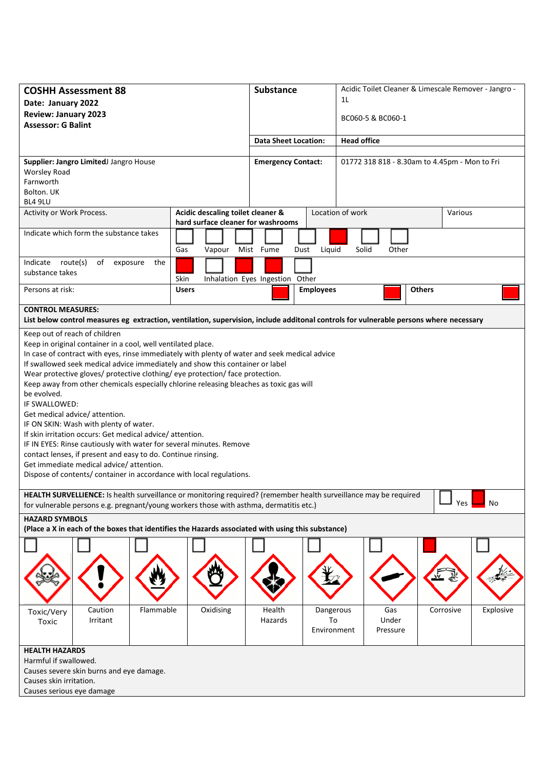| **COSHH Assessment 88**<br>**Date: January 2022**<br>**Review: January 2023**<br>**Assessor: G Balint** | **Substance** | Acidic Toilet Cleaner & Limescale Remover - Jangro - 1L<br><br>BC060-5 & BC060-1 |
|---|---|---|
| | **Data Sheet Location:** | **Head office** |
| **Supplier: Jangro Limited**J Jangro House<br>Worsley Road<br>Farnworth<br>Bolton. UK<br>BL4 9LU | **Emergency Contact:** | 01772 318 818 - 8.30am to 4.45pm - Mon to Fri |

| Activity or Work Process. | **Acidic descaling toilet cleaner & hard surface cleaner for washrooms** | Location of work | Various |
|---|---|---|---|

**Indicate which form the substance takes:** Gas ☐ Vapour ☐ Mist ☐ Fume ☐ Dust ☐ Liquid ■ Solid ☐ Other ☐

**Indicate route(s) of exposure the substance takes:** Skin ■ Inhalation ☐ Eyes ■ Ingestion ■ Other ☐

**Persons at risk:** **Users** ■ **Employees** ■ **Others** ■

**CONTROL MEASURES:**
**List below control measures eg extraction, ventilation, supervision, include additonal controls for vulnerable persons where necessary**

Keep out of reach of children
Keep in original container in a cool, well ventilated place.
In case of contract with eyes, rinse immediately with plenty of water and seek medical advice
If swallowed seek medical advice immediately and show this container or label
Wear protective gloves/ protective clothing/ eye protection/ face protection.
Keep away from other chemicals especially chlorine releasing bleaches as toxic gas will be evolved.
IF SWALLOWED:
Get medical advice/ attention.
IF ON SKIN: Wash with plenty of water.
If skin irritation occurs: Get medical advice/ attention.
IF IN EYES: Rinse cautiously with water for several minutes. Remove contact lenses, if present and easy to do. Continue rinsing.
Get immediate medical advice/ attention.
Dispose of contents/ container in accordance with local regulations.

**HEALTH SURVELLIENCE:** Is health surveillance or monitoring required? (remember health surveillance may be required for vulnerable persons e.g. pregnant/young workers those with asthma, dermatitis etc.) Yes ☐ No ■

**HAZARD SYMBOLS**
**(Place a X in each of the boxes that identifies the Hazards associated with using this substance)**

| Toxic/Very Toxic | Caution Irritant | Flammable | Oxidising | Health Hazards | Dangerous To Environment | Gas Under Pressure | Corrosive | Explosive |
|---|---|---|---|---|---|---|---|---|
| ☐ | ☐ | ☐ | ☐ | ☐ | ☐ | ☐ | ■ | ☐ |

**HEALTH HAZARDS**
Harmful if swallowed.
Causes severe skin burns and eye damage.
Causes skin irritation.
Causes serious eye damage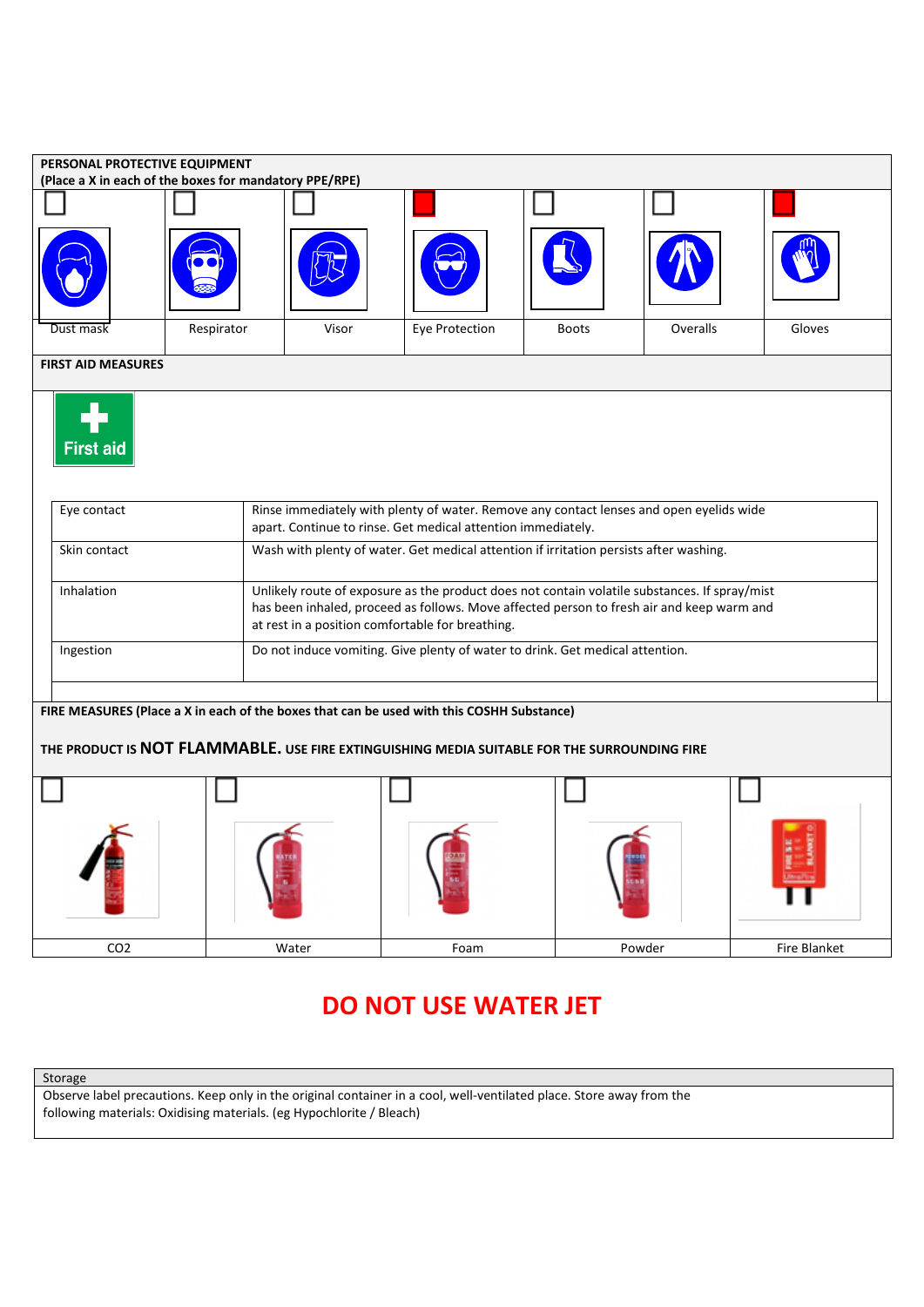## PERSONAL PROTECTIVE EQUIPMENT

**(Place a X in each of the boxes for mandatory PPE/RPE)**

| Dust mask | Respirator | Visor | Eye Protection | Boots | Overalls | Gloves |
|---|---|---|---|---|---|---|
| ☐ | ☐ | ☐ | ■ | ☐ | ☐ | ■ |

## FIRST AID MEASURES

First aid

| | |
|---|---|
| Eye contact | Rinse immediately with plenty of water. Remove any contact lenses and open eyelids wide apart. Continue to rinse. Get medical attention immediately. |
| Skin contact | Wash with plenty of water. Get medical attention if irritation persists after washing. |
| Inhalation | Unlikely route of exposure as the product does not contain volatile substances. If spray/mist has been inhaled, proceed as follows. Move affected person to fresh air and keep warm and at rest in a position comfortable for breathing. |
| Ingestion | Do not induce vomiting. Give plenty of water to drink. Get medical attention. |

## FIRE MEASURES (Place a X in each of the boxes that can be used with this COSHH Substance)

**THE PRODUCT IS NOT FLAMMABLE. USE FIRE EXTINGUISHING MEDIA SUITABLE FOR THE SURROUNDING FIRE**

| CO2 | Water | Foam | Powder | Fire Blanket |
|---|---|---|---|---|
| ☐ | ☐ | ☐ | ☐ | ☐ |

# DO NOT USE WATER JET

| Storage |
|---|
| Observe label precautions. Keep only in the original container in a cool, well-ventilated place. Store away from the following materials: Oxidising materials. (eg Hypochlorite / Bleach) |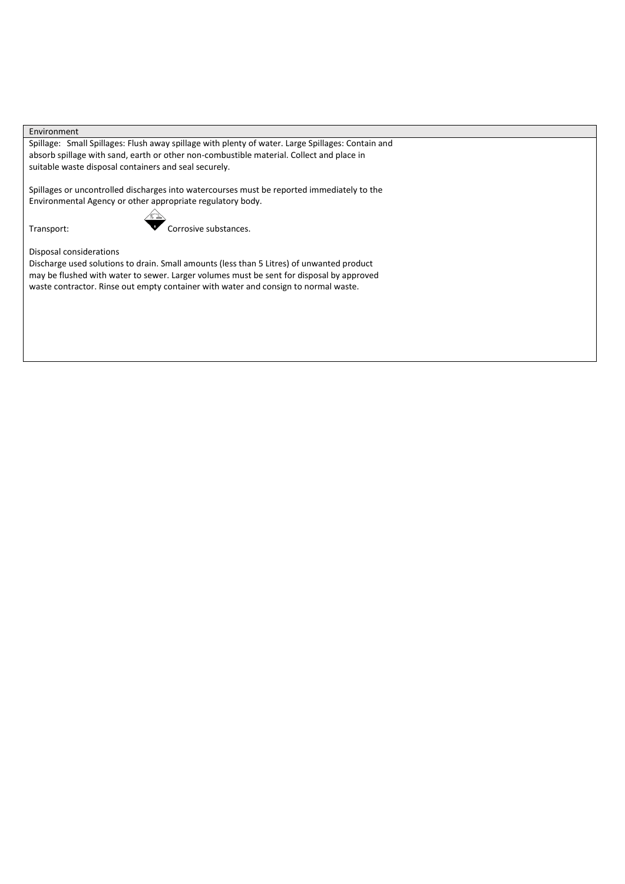## Environment

Spillage: Small Spillages: Flush away spillage with plenty of water. Large Spillages: Contain and absorb spillage with sand, earth or other non-combustible material. Collect and place in suitable waste disposal containers and seal securely.

Spillages or uncontrolled discharges into watercourses must be reported immediately to the Environmental Agency or other appropriate regulatory body.

Transport: Corrosive substances.

Disposal considerations

Discharge used solutions to drain. Small amounts (less than 5 Litres) of unwanted product may be flushed with water to sewer. Larger volumes must be sent for disposal by approved waste contractor. Rinse out empty container with water and consign to normal waste.